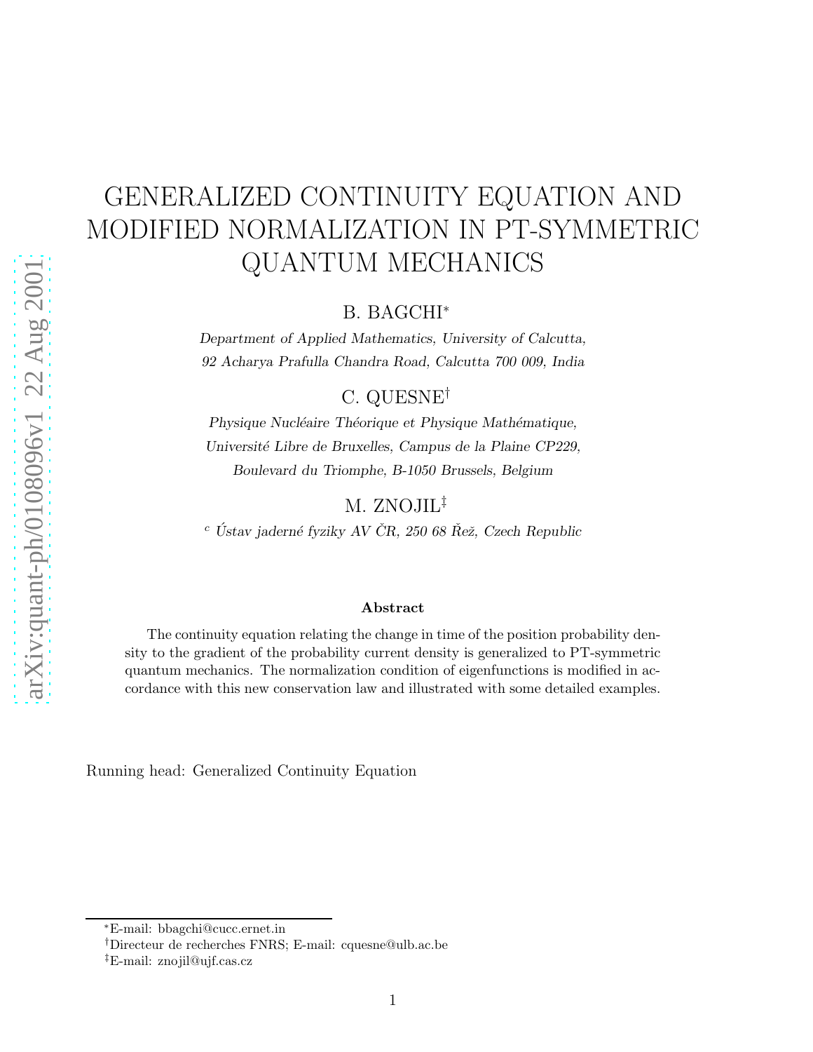# GENERALIZED CONTINUITY EQUATION AND MODIFIED NORMALIZATION IN PT-SYMMETRIC QUANTUM MECHANICS

B. BAGCHI*

*Department of Applied Mathematics, University of Calcutta, 92 Acharya Prafulla Chandra Road, Calcutta 700 009, India*

C. QUESNE†

*Physique Nucléaire Théorique et Physique Mathématique, Université Libre de Bruxelles, Campus de la Plaine CP229, Boulevard du Triomphe, B-1050 Brussels, Belgium*

M. ZNOJIL‡

[c] *Ústav jaderné fyziky AV ČR, 250 68 Řež, Czech Republic*

**Abstract**

The continuity equation relating the change in time of the position probability density to the gradient of the probability current density is generalized to PT-symmetric quantum mechanics. The normalization condition of eigenfunctions is modified in accordance with this new conservation law and illustrated with some detailed examples.

Running head: Generalized Continuity Equation

---

*E-mail: bbagchi@cucc.ernet.in

†Directeur de recherches FNRS; E-mail: cquesne@ulb.ac.be

‡E-mail: znojil@ujf.cas.cz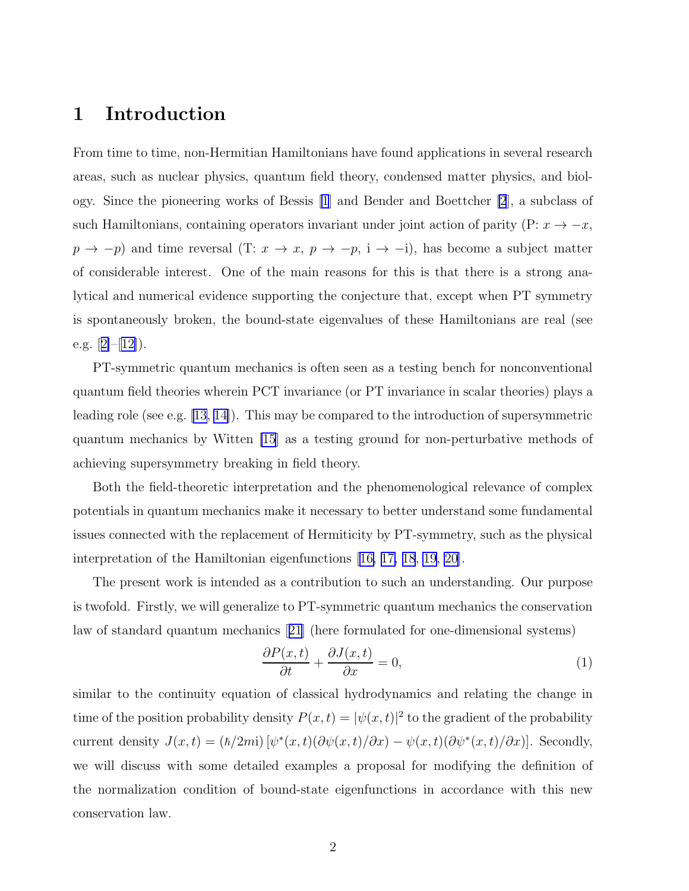# 1 Introduction

From time to time, non-Hermitian Hamiltonians have found applications in several research areas, such as nuclear physics, quantum field theory, condensed matter physics, and biology. Since the pioneering works of Bessis [1] and Bender and Boettcher [2], a subclass of such Hamiltonians, containing operators invariant under joint action of parity (P: $x \to -x$, $p \to -p$) and time reversal (T: $x \to x$, $p \to -p$, $\mathrm{i} \to -\mathrm{i}$), has become a subject matter of considerable interest. One of the main reasons for this is that there is a strong analytical and numerical evidence supporting the conjecture that, except when PT symmetry is spontaneously broken, the bound-state eigenvalues of these Hamiltonians are real (see e.g. [2]–[12]).

PT-symmetric quantum mechanics is often seen as a testing bench for nonconventional quantum field theories wherein PCT invariance (or PT invariance in scalar theories) plays a leading role (see e.g. [13, 14]). This may be compared to the introduction of supersymmetric quantum mechanics by Witten [15] as a testing ground for non-perturbative methods of achieving supersymmetry breaking in field theory.

Both the field-theoretic interpretation and the phenomenological relevance of complex potentials in quantum mechanics make it necessary to better understand some fundamental issues connected with the replacement of Hermiticity by PT-symmetry, such as the physical interpretation of the Hamiltonian eigenfunctions [16, 17, 18, 19, 20].

The present work is intended as a contribution to such an understanding. Our purpose is twofold. Firstly, we will generalize to PT-symmetric quantum mechanics the conservation law of standard quantum mechanics [21] (here formulated for one-dimensional systems)

$$\frac{\partial P(x,t)}{\partial t} + \frac{\partial J(x,t)}{\partial x} = 0, \tag{1}$$

similar to the continuity equation of classical hydrodynamics and relating the change in time of the position probability density $P(x,t) = |\psi(x,t)|^2$ to the gradient of the probability current density $J(x,t) = (\hbar/2m\mathrm{i})\,[\psi^*(x,t)(\partial\psi(x,t)/\partial x) - \psi(x,t)(\partial\psi^*(x,t)/\partial x)]$. Secondly, we will discuss with some detailed examples a proposal for modifying the definition of the normalization condition of bound-state eigenfunctions in accordance with this new conservation law.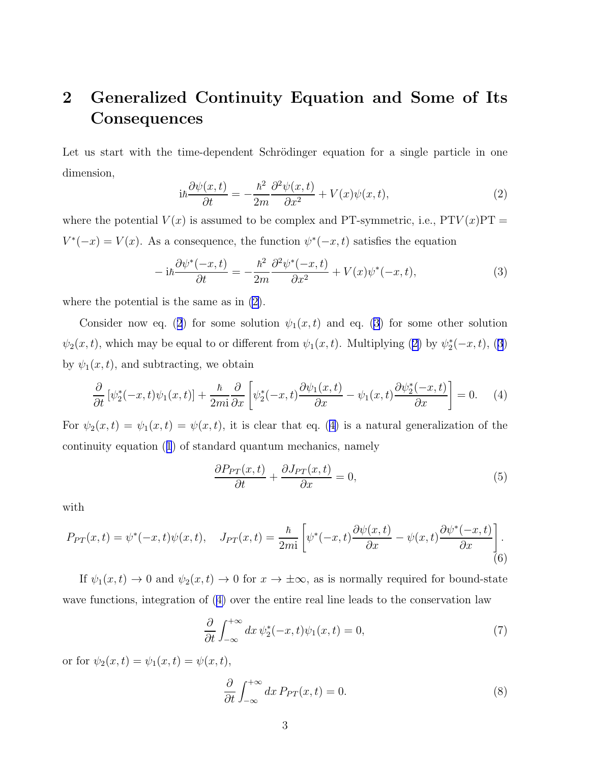## 2 Generalized Continuity Equation and Some of Its Consequences

Let us start with the time-dependent Schrödinger equation for a single particle in one dimension,

$$\mathrm{i}\hbar\frac{\partial\psi(x,t)}{\partial t} = -\frac{\hbar^2}{2m}\frac{\partial^2\psi(x,t)}{\partial x^2} + V(x)\psi(x,t), \tag{2}$$

where the potential $V(x)$ is assumed to be complex and PT-symmetric, i.e., $\mathrm{PT}V(x)\mathrm{PT} = V^*(-x) = V(x)$. As a consequence, the function $\psi^*(-x,t)$ satisfies the equation

$$-\mathrm{i}\hbar\frac{\partial\psi^*(-x,t)}{\partial t} = -\frac{\hbar^2}{2m}\frac{\partial^2\psi^*(-x,t)}{\partial x^2} + V(x)\psi^*(-x,t), \tag{3}$$

where the potential is the same as in (2).

Consider now eq. (2) for some solution $\psi_1(x,t)$ and eq. (3) for some other solution $\psi_2(x,t)$, which may be equal to or different from $\psi_1(x,t)$. Multiplying (2) by $\psi_2^*(-x,t)$, (3) by $\psi_1(x,t)$, and subtracting, we obtain

$$\frac{\partial}{\partial t}\left[\psi_2^*(-x,t)\psi_1(x,t)\right] + \frac{\hbar}{2m\mathrm{i}}\frac{\partial}{\partial x}\left[\psi_2^*(-x,t)\frac{\partial\psi_1(x,t)}{\partial x} - \psi_1(x,t)\frac{\partial\psi_2^*(-x,t)}{\partial x}\right] = 0. \tag{4}$$

For $\psi_2(x,t) = \psi_1(x,t) = \psi(x,t)$, it is clear that eq. (4) is a natural generalization of the continuity equation (1) of standard quantum mechanics, namely

$$\frac{\partial P_{PT}(x,t)}{\partial t} + \frac{\partial J_{PT}(x,t)}{\partial x} = 0, \tag{5}$$

with

$$P_{PT}(x,t) = \psi^*(-x,t)\psi(x,t), \quad J_{PT}(x,t) = \frac{\hbar}{2m\mathrm{i}}\left[\psi^*(-x,t)\frac{\partial\psi(x,t)}{\partial x} - \psi(x,t)\frac{\partial\psi^*(-x,t)}{\partial x}\right]. \tag{6}$$

If $\psi_1(x,t) \to 0$ and $\psi_2(x,t) \to 0$ for $x \to \pm\infty$, as is normally required for bound-state wave functions, integration of (4) over the entire real line leads to the conservation law

$$\frac{\partial}{\partial t}\int_{-\infty}^{+\infty} dx\, \psi_2^*(-x,t)\psi_1(x,t) = 0, \tag{7}$$

or for $\psi_2(x,t) = \psi_1(x,t) = \psi(x,t)$,

$$\frac{\partial}{\partial t}\int_{-\infty}^{+\infty} dx\, P_{PT}(x,t) = 0. \tag{8}$$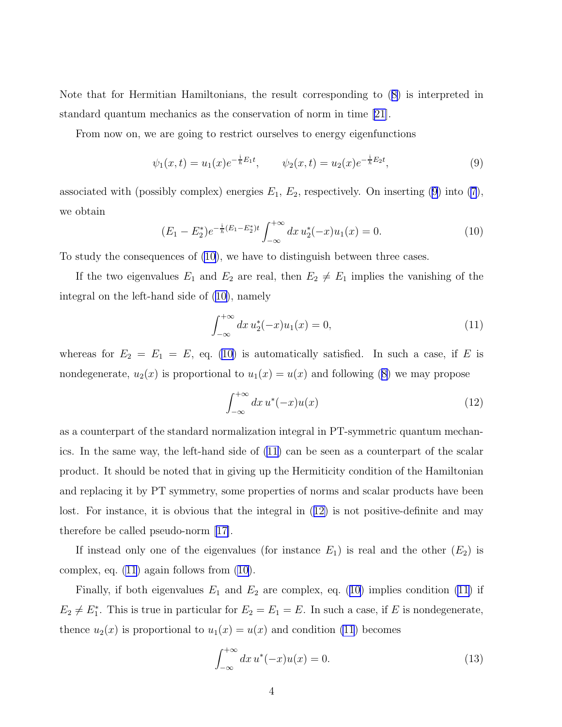Note that for Hermitian Hamiltonians, the result corresponding to (8) is interpreted in standard quantum mechanics as the conservation of norm in time [21].

From now on, we are going to restrict ourselves to energy eigenfunctions

$$\psi_1(x,t) = u_1(x) e^{-\frac{\mathrm{i}}{\hbar} E_1 t}, \qquad \psi_2(x,t) = u_2(x) e^{-\frac{\mathrm{i}}{\hbar} E_2 t}, \tag{9}$$

associated with (possibly complex) energies $E_1$, $E_2$, respectively. On inserting (9) into (7), we obtain

$$(E_1 - E_2^*) e^{-\frac{\mathrm{i}}{\hbar}(E_1 - E_2^*)t} \int_{-\infty}^{+\infty} dx\, u_2^*(-x) u_1(x) = 0. \tag{10}$$

To study the consequences of (10), we have to distinguish between three cases.

If the two eigenvalues $E_1$ and $E_2$ are real, then $E_2 \neq E_1$ implies the vanishing of the integral on the left-hand side of (10), namely

$$\int_{-\infty}^{+\infty} dx\, u_2^*(-x) u_1(x) = 0, \tag{11}$$

whereas for $E_2 = E_1 = E$, eq. (10) is automatically satisfied. In such a case, if $E$ is nondegenerate, $u_2(x)$ is proportional to $u_1(x) = u(x)$ and following (8) we may propose

$$\int_{-\infty}^{+\infty} dx\, u^*(-x) u(x) \tag{12}$$

as a counterpart of the standard normalization integral in PT-symmetric quantum mechanics. In the same way, the left-hand side of (11) can be seen as a counterpart of the scalar product. It should be noted that in giving up the Hermiticity condition of the Hamiltonian and replacing it by PT symmetry, some properties of norms and scalar products have been lost. For instance, it is obvious that the integral in (12) is not positive-definite and may therefore be called pseudo-norm [17].

If instead only one of the eigenvalues (for instance $E_1$) is real and the other ($E_2$) is complex, eq. (11) again follows from (10).

Finally, if both eigenvalues $E_1$ and $E_2$ are complex, eq. (10) implies condition (11) if $E_2 \neq E_1^*$. This is true in particular for $E_2 = E_1 = E$. In such a case, if $E$ is nondegenerate, thence $u_2(x)$ is proportional to $u_1(x) = u(x)$ and condition (11) becomes

$$\int_{-\infty}^{+\infty} dx\, u^*(-x) u(x) = 0. \tag{13}$$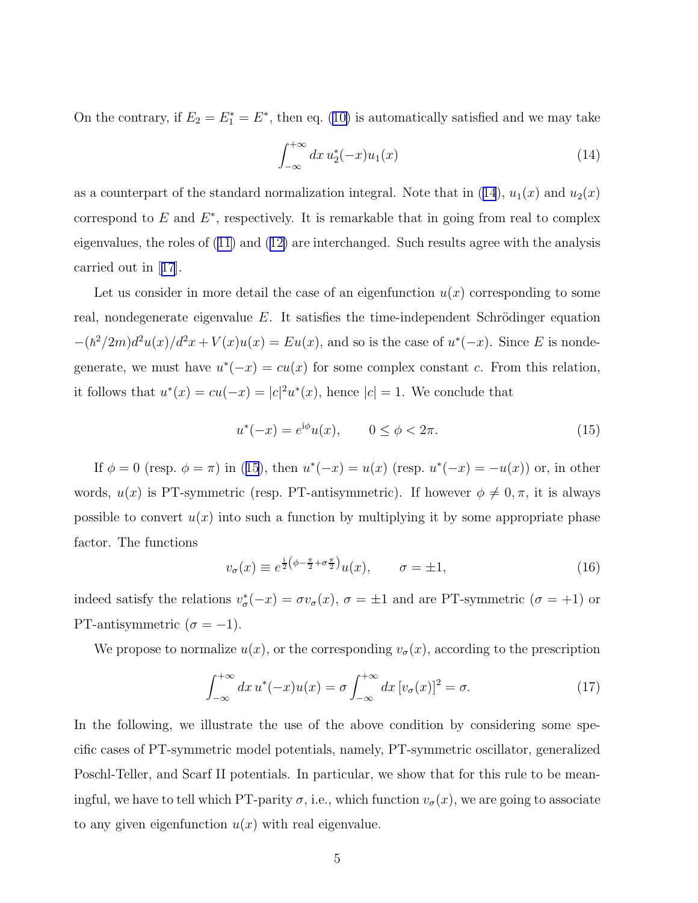On the contrary, if $E_2 = E_1^* = E^*$, then eq. (10) is automatically satisfied and we may take

$$\int_{-\infty}^{+\infty} dx\, u_2^*(-x) u_1(x) \tag{14}$$

as a counterpart of the standard normalization integral. Note that in (14), $u_1(x)$ and $u_2(x)$ correspond to $E$ and $E^*$, respectively. It is remarkable that in going from real to complex eigenvalues, the roles of (11) and (12) are interchanged. Such results agree with the analysis carried out in [17].

Let us consider in more detail the case of an eigenfunction $u(x)$ corresponding to some real, nondegenerate eigenvalue $E$. It satisfies the time-independent Schrödinger equation $-(\hbar^2/2m) d^2u(x)/d^2x + V(x)u(x) = Eu(x)$, and so is the case of $u^*(-x)$. Since $E$ is nondegenerate, we must have $u^*(-x) = cu(x)$ for some complex constant $c$. From this relation, it follows that $u^*(x) = cu(-x) = |c|^2 u^*(x)$, hence $|c| = 1$. We conclude that

$$u^*(-x) = e^{\mathrm{i}\phi} u(x), \qquad 0 \le \phi < 2\pi. \tag{15}$$

If $\phi = 0$ (resp. $\phi = \pi$) in (15), then $u^*(-x) = u(x)$ (resp. $u^*(-x) = -u(x)$) or, in other words, $u(x)$ is PT-symmetric (resp. PT-antisymmetric). If however $\phi \ne 0, \pi$, it is always possible to convert $u(x)$ into such a function by multiplying it by some appropriate phase factor. The functions

$$v_\sigma(x) \equiv e^{\frac{\mathrm{i}}{2}\left(\phi - \frac{\pi}{2} + \sigma\frac{\pi}{2}\right)} u(x), \qquad \sigma = \pm 1, \tag{16}$$

indeed satisfy the relations $v_\sigma^*(-x) = \sigma v_\sigma(x)$, $\sigma = \pm 1$ and are PT-symmetric ($\sigma = +1$) or PT-antisymmetric ($\sigma = -1$).

We propose to normalize $u(x)$, or the corresponding $v_\sigma(x)$, according to the prescription

$$\int_{-\infty}^{+\infty} dx\, u^*(-x) u(x) = \sigma \int_{-\infty}^{+\infty} dx \left[v_\sigma(x)\right]^2 = \sigma. \tag{17}$$

In the following, we illustrate the use of the above condition by considering some specific cases of PT-symmetric model potentials, namely, PT-symmetric oscillator, generalized Poschl-Teller, and Scarf II potentials. In particular, we show that for this rule to be meaningful, we have to tell which PT-parity $\sigma$, i.e., which function $v_\sigma(x)$, we are going to associate to any given eigenfunction $u(x)$ with real eigenvalue.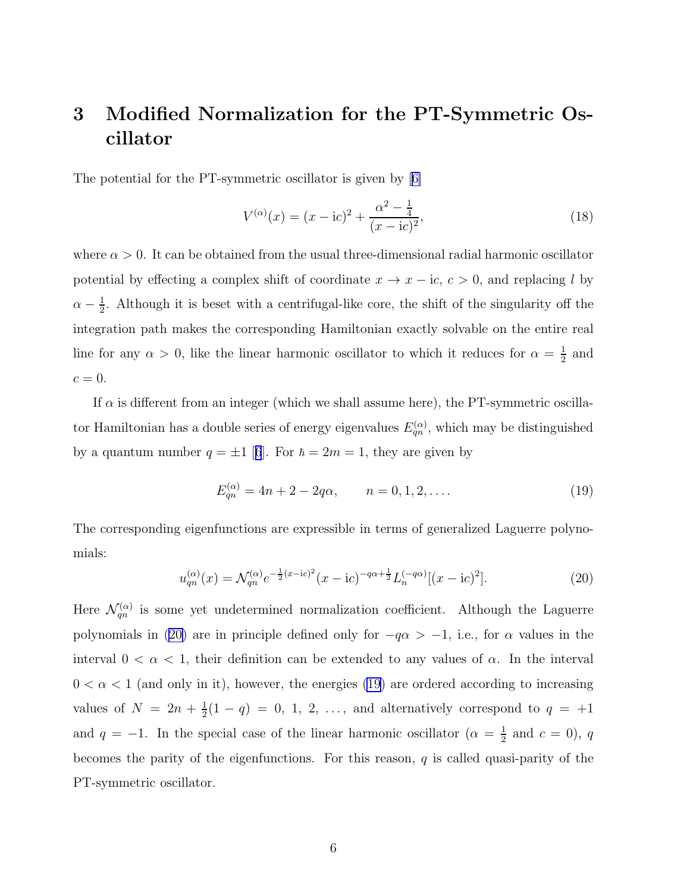## 3 Modified Normalization for the PT-Symmetric Oscillator

The potential for the PT-symmetric oscillator is given by [6]

$$V^{(\alpha)}(x) = (x - \mathrm{i}c)^2 + \frac{\alpha^2 - \frac{1}{4}}{(x - \mathrm{i}c)^2}, \tag{18}$$

where $\alpha > 0$. It can be obtained from the usual three-dimensional radial harmonic oscillator potential by effecting a complex shift of coordinate $x \to x - \mathrm{i}c$, $c > 0$, and replacing $l$ by $\alpha - \frac{1}{2}$. Although it is beset with a centrifugal-like core, the shift of the singularity off the integration path makes the corresponding Hamiltonian exactly solvable on the entire real line for any $\alpha > 0$, like the linear harmonic oscillator to which it reduces for $\alpha = \frac{1}{2}$ and $c = 0$.

If $\alpha$ is different from an integer (which we shall assume here), the PT-symmetric oscillator Hamiltonian has a double series of energy eigenvalues $E_{qn}^{(\alpha)}$, which may be distinguished by a quantum number $q = \pm 1$ [6]. For $\hbar = 2m = 1$, they are given by

$$E_{qn}^{(\alpha)} = 4n + 2 - 2q\alpha, \qquad n = 0, 1, 2, \ldots. \tag{19}$$

The corresponding eigenfunctions are expressible in terms of generalized Laguerre polynomials:

$$u_{qn}^{(\alpha)}(x) = \mathcal{N}_{qn}^{(\alpha)} e^{-\frac{1}{2}(x-\mathrm{i}c)^2} (x - \mathrm{i}c)^{-q\alpha+\frac{1}{2}} L_n^{(-q\alpha)}[(x - \mathrm{i}c)^2]. \tag{20}$$

Here $\mathcal{N}_{qn}^{(\alpha)}$ is some yet undetermined normalization coefficient. Although the Laguerre polynomials in (20) are in principle defined only for $-q\alpha > -1$, i.e., for $\alpha$ values in the interval $0 < \alpha < 1$, their definition can be extended to any values of $\alpha$. In the interval $0 < \alpha < 1$ (and only in it), however, the energies (19) are ordered according to increasing values of $N = 2n + \frac{1}{2}(1 - q) = 0, 1, 2, \ldots$, and alternatively correspond to $q = +1$ and $q = -1$. In the special case of the linear harmonic oscillator ($\alpha = \frac{1}{2}$ and $c = 0$), $q$ becomes the parity of the eigenfunctions. For this reason, $q$ is called quasi-parity of the PT-symmetric oscillator.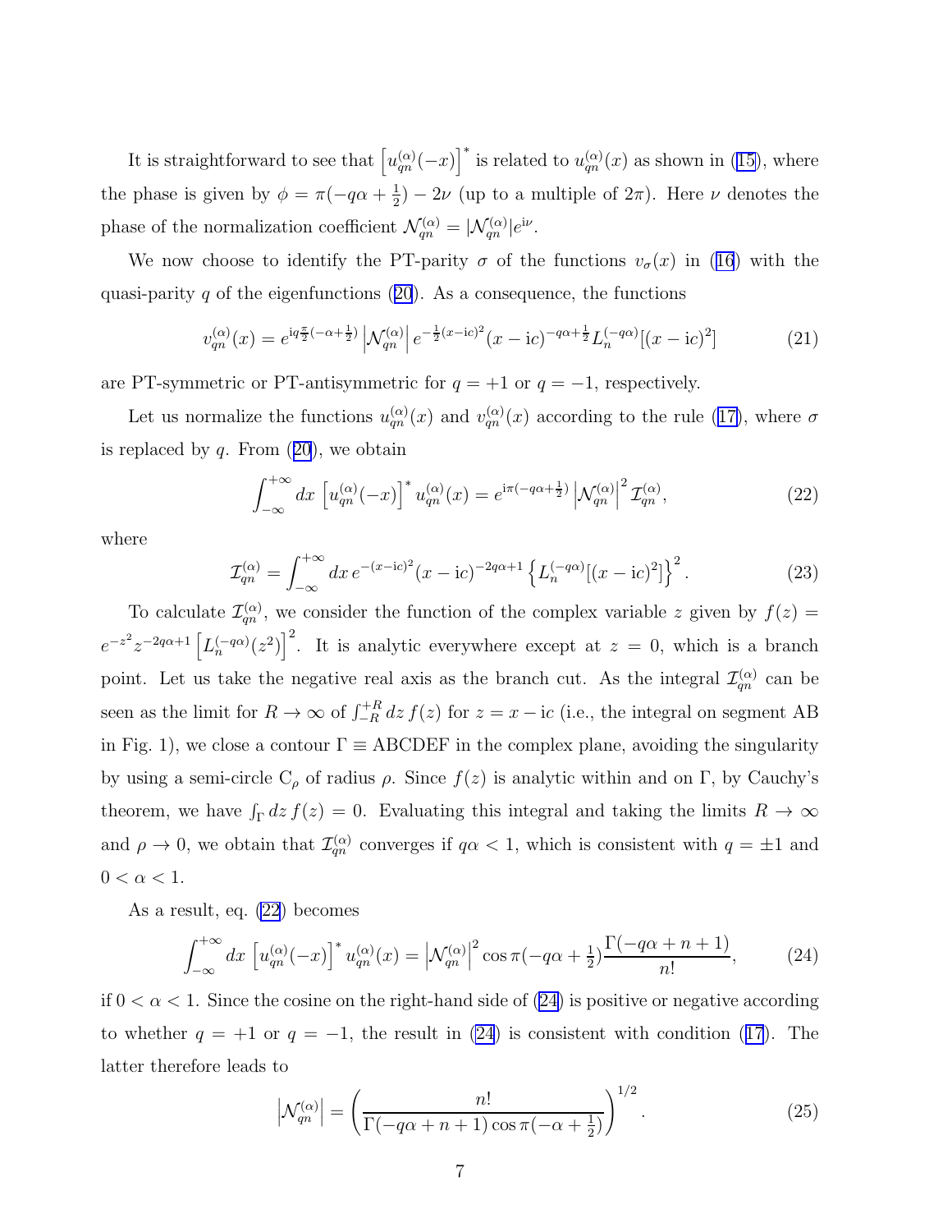It is straightforward to see that $\left[u_{qn}^{(\alpha)}(-x)\right]^*$ is related to $u_{qn}^{(\alpha)}(x)$ as shown in (15), where the phase is given by $\phi = \pi(-q\alpha + \frac{1}{2}) - 2\nu$ (up to a multiple of $2\pi$). Here $\nu$ denotes the phase of the normalization coefficient $\mathcal{N}_{qn}^{(\alpha)} = |\mathcal{N}_{qn}^{(\alpha)}|e^{\mathrm{i}\nu}$.

We now choose to identify the PT-parity $\sigma$ of the functions $v_\sigma(x)$ in (16) with the quasi-parity $q$ of the eigenfunctions (20). As a consequence, the functions

$$v_{qn}^{(\alpha)}(x) = e^{\mathrm{i}q\frac{\pi}{2}(-\alpha+\frac{1}{2})}\left|\mathcal{N}_{qn}^{(\alpha)}\right| e^{-\frac{1}{2}(x-\mathrm{i}c)^2}(x-\mathrm{i}c)^{-q\alpha+\frac{1}{2}} L_n^{(-q\alpha)}[(x-\mathrm{i}c)^2] \tag{21}$$

are PT-symmetric or PT-antisymmetric for $q = +1$ or $q = -1$, respectively.

Let us normalize the functions $u_{qn}^{(\alpha)}(x)$ and $v_{qn}^{(\alpha)}(x)$ according to the rule (17), where $\sigma$ is replaced by $q$. From (20), we obtain

$$\int_{-\infty}^{+\infty} dx \left[u_{qn}^{(\alpha)}(-x)\right]^* u_{qn}^{(\alpha)}(x) = e^{\mathrm{i}\pi(-q\alpha+\frac{1}{2})}\left|\mathcal{N}_{qn}^{(\alpha)}\right|^2 \mathcal{I}_{qn}^{(\alpha)}, \tag{22}$$

where

$$\mathcal{I}_{qn}^{(\alpha)} = \int_{-\infty}^{+\infty} dx\, e^{-(x-\mathrm{i}c)^2}(x-\mathrm{i}c)^{-2q\alpha+1}\left\{L_n^{(-q\alpha)}[(x-\mathrm{i}c)^2]\right\}^2. \tag{23}$$

To calculate $\mathcal{I}_{qn}^{(\alpha)}$, we consider the function of the complex variable $z$ given by $f(z) = e^{-z^2}z^{-2q\alpha+1}\left[L_n^{(-q\alpha)}(z^2)\right]^2$. It is analytic everywhere except at $z = 0$, which is a branch point. Let us take the negative real axis as the branch cut. As the integral $\mathcal{I}_{qn}^{(\alpha)}$ can be seen as the limit for $R \to \infty$ of $\int_{-R}^{+R} dz\, f(z)$ for $z = x - \mathrm{i}c$ (i.e., the integral on segment AB in Fig. 1), we close a contour $\Gamma \equiv$ ABCDEF in the complex plane, avoiding the singularity by using a semi-circle $\mathrm{C}_\rho$ of radius $\rho$. Since $f(z)$ is analytic within and on $\Gamma$, by Cauchy's theorem, we have $\int_\Gamma dz\, f(z) = 0$. Evaluating this integral and taking the limits $R \to \infty$ and $\rho \to 0$, we obtain that $\mathcal{I}_{qn}^{(\alpha)}$ converges if $q\alpha < 1$, which is consistent with $q = \pm 1$ and $0 < \alpha < 1$.

As a result, eq. (22) becomes

$$\int_{-\infty}^{+\infty} dx \left[u_{qn}^{(\alpha)}(-x)\right]^* u_{qn}^{(\alpha)}(x) = \left|\mathcal{N}_{qn}^{(\alpha)}\right|^2 \cos\pi(-q\alpha + \tfrac{1}{2})\frac{\Gamma(-q\alpha+n+1)}{n!}, \tag{24}$$

if $0 < \alpha < 1$. Since the cosine on the right-hand side of (24) is positive or negative according to whether $q = +1$ or $q = -1$, the result in (24) is consistent with condition (17). The latter therefore leads to

$$\left|\mathcal{N}_{qn}^{(\alpha)}\right| = \left(\frac{n!}{\Gamma(-q\alpha+n+1)\cos\pi(-\alpha+\frac{1}{2})}\right)^{1/2}. \tag{25}$$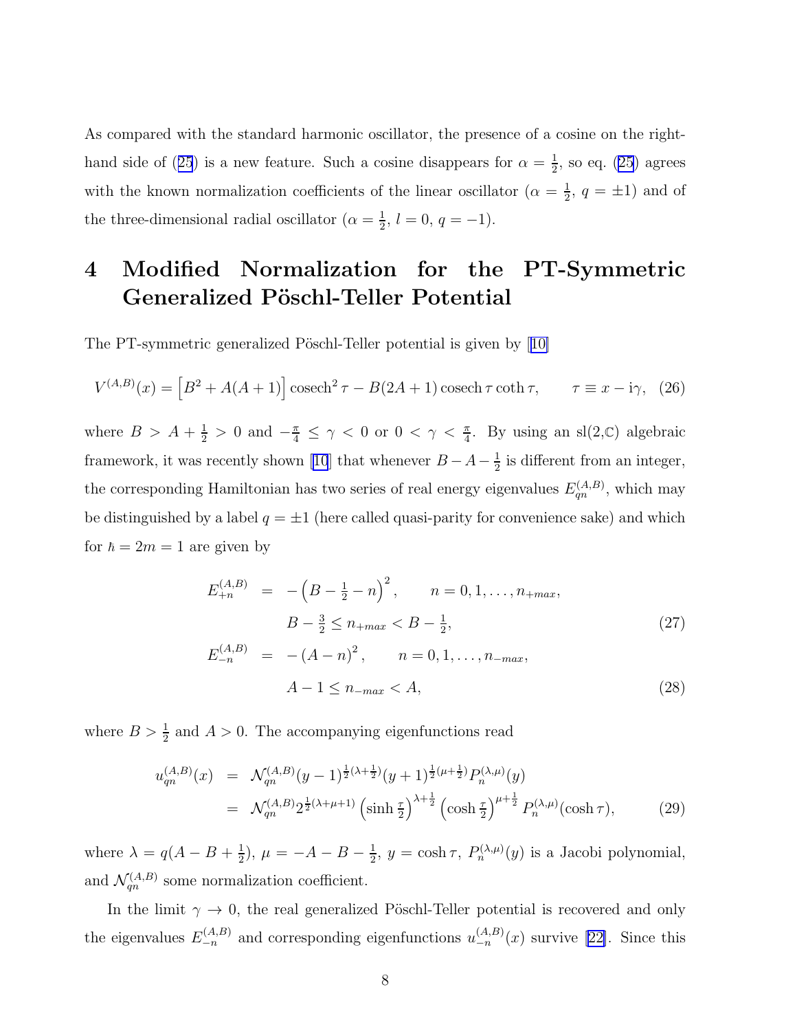As compared with the standard harmonic oscillator, the presence of a cosine on the right-hand side of (25) is a new feature. Such a cosine disappears for $\alpha = \frac{1}{2}$, so eq. (25) agrees with the known normalization coefficients of the linear oscillator ($\alpha = \frac{1}{2}$, $q = \pm 1$) and of the three-dimensional radial oscillator ($\alpha = \frac{1}{2}$, $l = 0$, $q = -1$).

# 4 Modified Normalization for the PT-Symmetric Generalized Pöschl-Teller Potential

The PT-symmetric generalized Pöschl-Teller potential is given by [10]

$$V^{(A,B)}(x) = \left[B^2 + A(A+1)\right] \operatorname{cosech}^2 \tau - B(2A+1) \operatorname{cosech} \tau \coth \tau, \qquad \tau \equiv x - \mathrm{i}\gamma, \quad (26)$$

where $B > A + \frac{1}{2} > 0$ and $-\frac{\pi}{4} \leq \gamma < 0$ or $0 < \gamma < \frac{\pi}{4}$. By using an sl(2,$\mathbb{C}$) algebraic framework, it was recently shown [10] that whenever $B - A - \frac{1}{2}$ is different from an integer, the corresponding Hamiltonian has two series of real energy eigenvalues $E_{qn}^{(A,B)}$, which may be distinguished by a label $q = \pm 1$ (here called quasi-parity for convenience sake) and which for $\hbar = 2m = 1$ are given by

$$\begin{aligned}
E_{+n}^{(A,B)} &= -\left(B - \tfrac{1}{2} - n\right)^2, \qquad n = 0, 1, \ldots, n_{+max}, \\
& \qquad B - \tfrac{3}{2} \leq n_{+max} < B - \tfrac{1}{2}, \qquad (27) \\
E_{-n}^{(A,B)} &= -\left(A - n\right)^2, \qquad n = 0, 1, \ldots, n_{-max}, \\
& \qquad A - 1 \leq n_{-max} < A, \qquad (28)
\end{aligned}$$

where $B > \frac{1}{2}$ and $A > 0$. The accompanying eigenfunctions read

$$\begin{aligned}
u_{qn}^{(A,B)}(x) &= \mathcal{N}_{qn}^{(A,B)} (y-1)^{\frac{1}{2}(\lambda+\frac{1}{2})} (y+1)^{\frac{1}{2}(\mu+\frac{1}{2})} P_n^{(\lambda,\mu)}(y) \\
&= \mathcal{N}_{qn}^{(A,B)} 2^{\frac{1}{2}(\lambda+\mu+1)} \left(\sinh \tfrac{\tau}{2}\right)^{\lambda+\frac{1}{2}} \left(\cosh \tfrac{\tau}{2}\right)^{\mu+\frac{1}{2}} P_n^{(\lambda,\mu)}(\cosh \tau), \qquad (29)
\end{aligned}$$

where $\lambda = q(A - B + \frac{1}{2})$, $\mu = -A - B - \frac{1}{2}$, $y = \cosh \tau$, $P_n^{(\lambda,\mu)}(y)$ is a Jacobi polynomial, and $\mathcal{N}_{qn}^{(A,B)}$ some normalization coefficient.

In the limit $\gamma \to 0$, the real generalized Pöschl-Teller potential is recovered and only the eigenvalues $E_{-n}^{(A,B)}$ and corresponding eigenfunctions $u_{-n}^{(A,B)}(x)$ survive [22]. Since this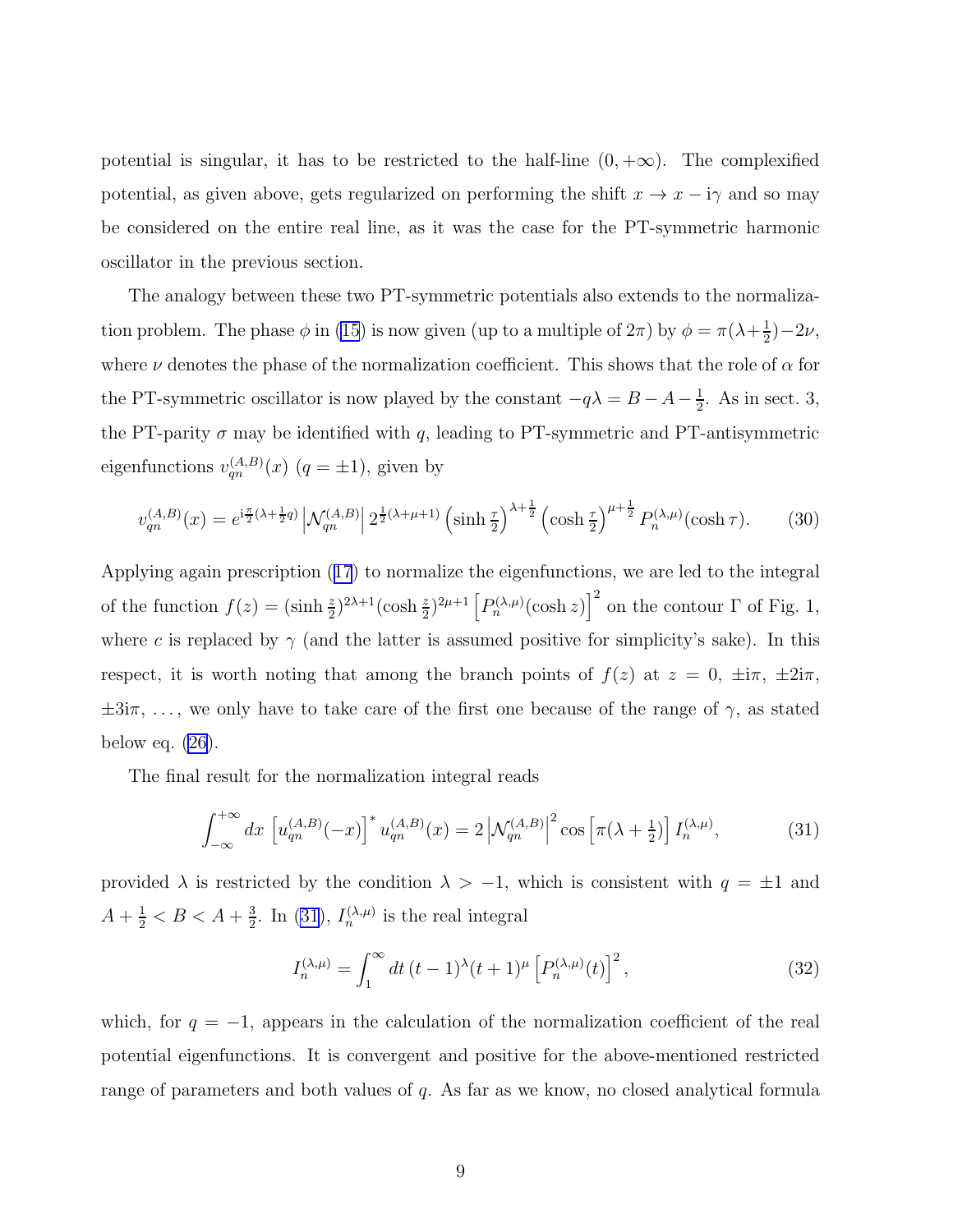potential is singular, it has to be restricted to the half-line $(0, +\infty)$. The complexified potential, as given above, gets regularized on performing the shift $x \to x - \mathrm{i}\gamma$ and so may be considered on the entire real line, as it was the case for the PT-symmetric harmonic oscillator in the previous section.

The analogy between these two PT-symmetric potentials also extends to the normalization problem. The phase $\phi$ in (15) is now given (up to a multiple of $2\pi$) by $\phi = \pi(\lambda + \frac{1}{2}) - 2\nu$, where $\nu$ denotes the phase of the normalization coefficient. This shows that the role of $\alpha$ for the PT-symmetric oscillator is now played by the constant $-q\lambda = B - A - \frac{1}{2}$. As in sect. 3, the PT-parity $\sigma$ may be identified with $q$, leading to PT-symmetric and PT-antisymmetric eigenfunctions $v_{qn}^{(A,B)}(x)$ $(q = \pm 1)$, given by

$$v_{qn}^{(A,B)}(x) = e^{\mathrm{i}\frac{\pi}{2}(\lambda + \frac{1}{2}q)} \left| \mathcal{N}_{qn}^{(A,B)} \right| 2^{\frac{1}{2}(\lambda+\mu+1)} \left(\sinh \tfrac{\tau}{2}\right)^{\lambda+\frac{1}{2}} \left(\cosh \tfrac{\tau}{2}\right)^{\mu+\frac{1}{2}} P_n^{(\lambda,\mu)}(\cosh \tau). \tag{30}$$

Applying again prescription (17) to normalize the eigenfunctions, we are led to the integral of the function $f(z) = (\sinh \frac{z}{2})^{2\lambda+1} (\cosh \frac{z}{2})^{2\mu+1} \left[P_n^{(\lambda,\mu)}(\cosh z)\right]^2$ on the contour $\Gamma$ of Fig. 1, where $c$ is replaced by $\gamma$ (and the latter is assumed positive for simplicity's sake). In this respect, it is worth noting that among the branch points of $f(z)$ at $z = 0$, $\pm \mathrm{i}\pi$, $\pm 2\mathrm{i}\pi$, $\pm 3\mathrm{i}\pi$, $\ldots$, we only have to take care of the first one because of the range of $\gamma$, as stated below eq. (26).

The final result for the normalization integral reads

$$\int_{-\infty}^{+\infty} dx \left[u_{qn}^{(A,B)}(-x)\right]^* u_{qn}^{(A,B)}(x) = 2 \left| \mathcal{N}_{qn}^{(A,B)} \right|^2 \cos\left[\pi(\lambda + \tfrac{1}{2})\right] I_n^{(\lambda,\mu)}, \tag{31}$$

provided $\lambda$ is restricted by the condition $\lambda > -1$, which is consistent with $q = \pm 1$ and $A + \frac{1}{2} < B < A + \frac{3}{2}$. In (31), $I_n^{(\lambda,\mu)}$ is the real integral

$$I_n^{(\lambda,\mu)} = \int_1^\infty dt \, (t-1)^\lambda (t+1)^\mu \left[P_n^{(\lambda,\mu)}(t)\right]^2, \tag{32}$$

which, for $q = -1$, appears in the calculation of the normalization coefficient of the real potential eigenfunctions. It is convergent and positive for the above-mentioned restricted range of parameters and both values of $q$. As far as we know, no closed analytical formula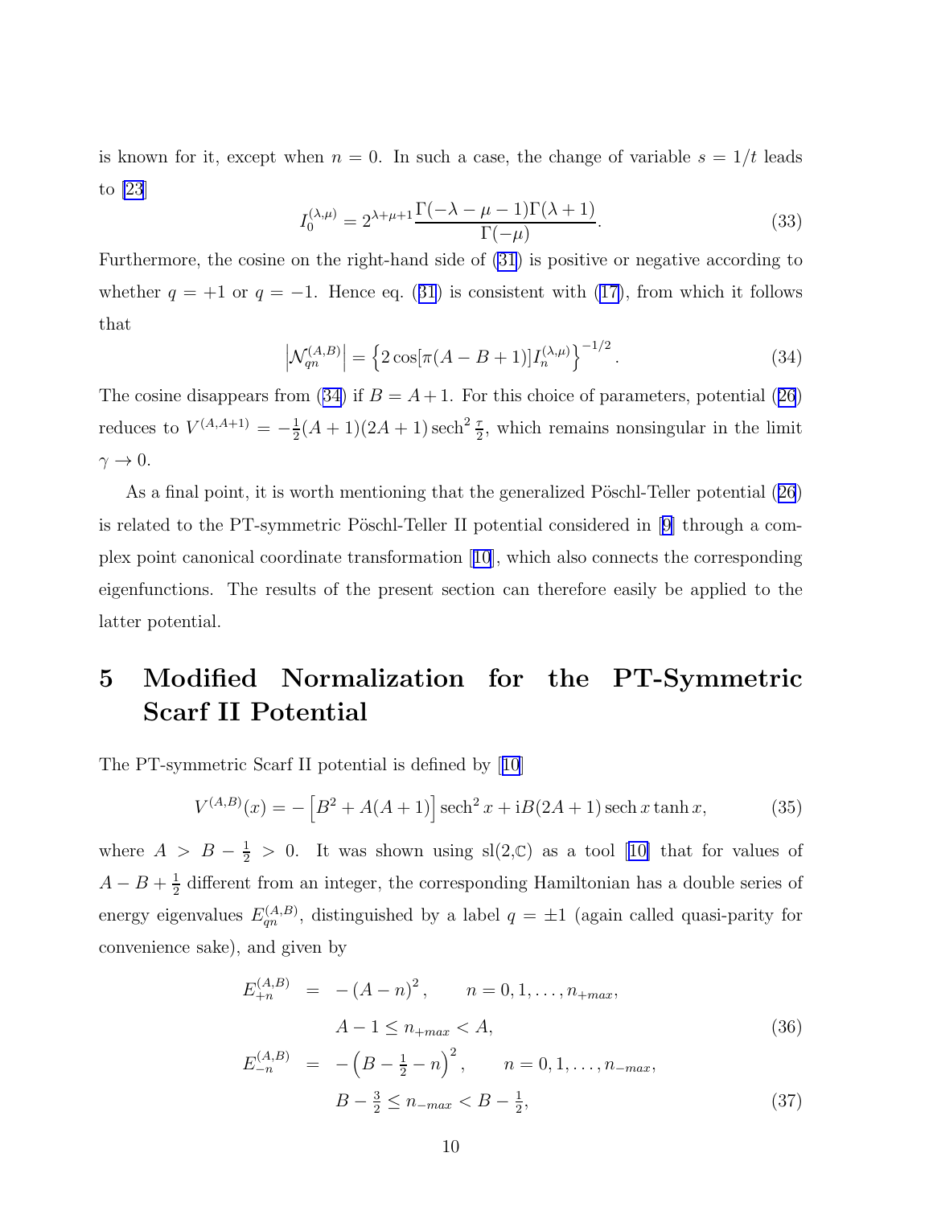is known for it, except when $n = 0$. In such a case, the change of variable $s = 1/t$ leads to [23]

$$I_0^{(\lambda,\mu)} = 2^{\lambda+\mu+1} \frac{\Gamma(-\lambda-\mu-1)\Gamma(\lambda+1)}{\Gamma(-\mu)}. \tag{33}$$

Furthermore, the cosine on the right-hand side of (31) is positive or negative according to whether $q = +1$ or $q = -1$. Hence eq. (31) is consistent with (17), from which it follows that

$$\left|\mathcal{N}_{qn}^{(A,B)}\right| = \left\{2\cos[\pi(A-B+1)] I_n^{(\lambda,\mu)}\right\}^{-1/2}. \tag{34}$$

The cosine disappears from (34) if $B = A+1$. For this choice of parameters, potential (26) reduces to $V^{(A,A+1)} = -\frac{1}{2}(A+1)(2A+1)\operatorname{sech}^2\frac{\tau}{2}$, which remains nonsingular in the limit $\gamma \to 0$.

As a final point, it is worth mentioning that the generalized Pöschl-Teller potential (26) is related to the PT-symmetric Pöschl-Teller II potential considered in [9] through a complex point canonical coordinate transformation [10], which also connects the corresponding eigenfunctions. The results of the present section can therefore easily be applied to the latter potential.

# 5 Modified Normalization for the PT-Symmetric Scarf II Potential

The PT-symmetric Scarf II potential is defined by [10]

$$V^{(A,B)}(x) = -\left[B^2 + A(A+1)\right]\operatorname{sech}^2 x + \mathrm{i}B(2A+1)\operatorname{sech} x \tanh x, \tag{35}$$

where $A > B - \frac{1}{2} > 0$. It was shown using sl(2,$\mathbb{C}$) as a tool [10] that for values of $A - B + \frac{1}{2}$ different from an integer, the corresponding Hamiltonian has a double series of energy eigenvalues $E_{qn}^{(A,B)}$, distinguished by a label $q = \pm 1$ (again called quasi-parity for convenience sake), and given by

$$\begin{aligned}
E_{+n}^{(A,B)} &= -(A-n)^2, \qquad n = 0, 1, \ldots, n_{+max}, \\
&\qquad A - 1 \le n_{+max} < A, \qquad\qquad (36) \\
E_{-n}^{(A,B)} &= -\left(B - \tfrac{1}{2} - n\right)^2, \qquad n = 0, 1, \ldots, n_{-max}, \\
&\qquad B - \tfrac{3}{2} \le n_{-max} < B - \tfrac{1}{2}, \qquad\qquad (37)
\end{aligned}$$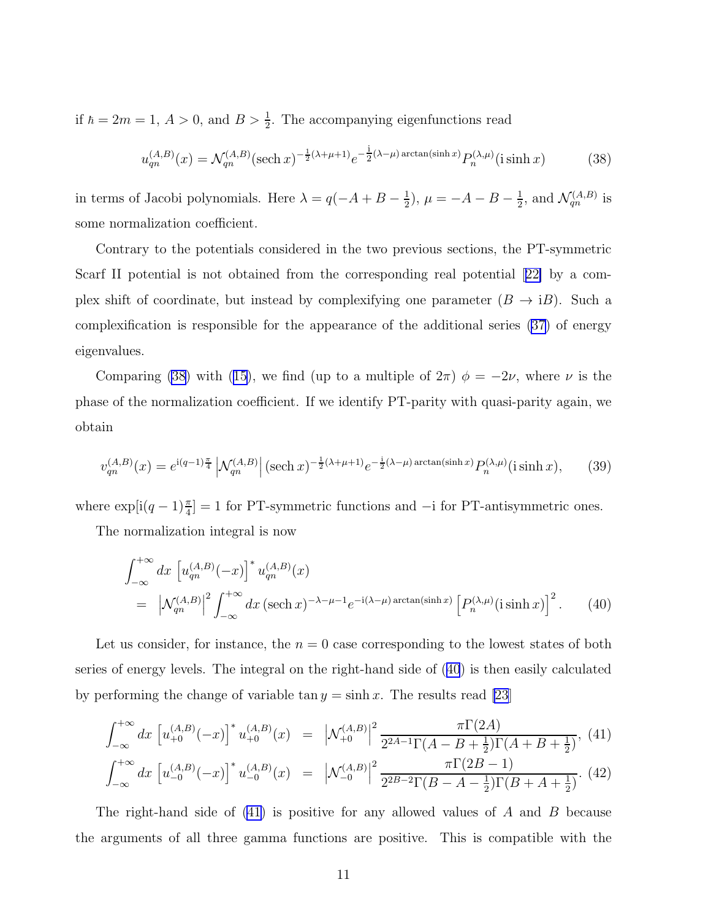if $\hbar = 2m = 1$, $A > 0$, and $B > \frac{1}{2}$. The accompanying eigenfunctions read

$$u_{qn}^{(A,B)}(x) = \mathcal{N}_{qn}^{(A,B)} (\operatorname{sech} x)^{-\frac{1}{2}(\lambda+\mu+1)} e^{-\frac{\mathrm{i}}{2}(\lambda-\mu)\arctan(\sinh x)} P_n^{(\lambda,\mu)}(\mathrm{i}\sinh x) \tag{38}$$

in terms of Jacobi polynomials. Here $\lambda = q(-A + B - \frac{1}{2})$, $\mu = -A - B - \frac{1}{2}$, and $\mathcal{N}_{qn}^{(A,B)}$ is some normalization coefficient.

Contrary to the potentials considered in the two previous sections, the PT-symmetric Scarf II potential is not obtained from the corresponding real potential [22] by a complex shift of coordinate, but instead by complexifying one parameter ($B \to \mathrm{i}B$). Such a complexification is responsible for the appearance of the additional series (37) of energy eigenvalues.

Comparing (38) with (15), we find (up to a multiple of $2\pi$) $\phi = -2\nu$, where $\nu$ is the phase of the normalization coefficient. If we identify PT-parity with quasi-parity again, we obtain

$$v_{qn}^{(A,B)}(x) = e^{\mathrm{i}(q-1)\frac{\pi}{4}} \left|\mathcal{N}_{qn}^{(A,B)}\right| (\operatorname{sech} x)^{-\frac{1}{2}(\lambda+\mu+1)} e^{-\frac{\mathrm{i}}{2}(\lambda-\mu)\arctan(\sinh x)} P_n^{(\lambda,\mu)}(\mathrm{i}\sinh x), \tag{39}$$

where $\exp[\mathrm{i}(q-1)\frac{\pi}{4}] = 1$ for PT-symmetric functions and $-\mathrm{i}$ for PT-antisymmetric ones.

The normalization integral is now

$$\begin{aligned} &\int_{-\infty}^{+\infty} dx \left[u_{qn}^{(A,B)}(-x)\right]^* u_{qn}^{(A,B)}(x) \\ &= \left|\mathcal{N}_{qn}^{(A,B)}\right|^2 \int_{-\infty}^{+\infty} dx \, (\operatorname{sech} x)^{-\lambda-\mu-1} e^{-\mathrm{i}(\lambda-\mu)\arctan(\sinh x)} \left[P_n^{(\lambda,\mu)}(\mathrm{i}\sinh x)\right]^2. \end{aligned} \tag{40}$$

Let us consider, for instance, the $n = 0$ case corresponding to the lowest states of both series of energy levels. The integral on the right-hand side of (40) is then easily calculated by performing the change of variable $\tan y = \sinh x$. The results read [23]

$$\int_{-\infty}^{+\infty} dx \left[u_{+0}^{(A,B)}(-x)\right]^* u_{+0}^{(A,B)}(x) = \left|\mathcal{N}_{+0}^{(A,B)}\right|^2 \frac{\pi\Gamma(2A)}{2^{2A-1}\Gamma(A-B+\frac{1}{2})\Gamma(A+B+\frac{1}{2})}, \tag{41}$$

$$\int_{-\infty}^{+\infty} dx \left[u_{-0}^{(A,B)}(-x)\right]^* u_{-0}^{(A,B)}(x) = \left|\mathcal{N}_{-0}^{(A,B)}\right|^2 \frac{\pi\Gamma(2B-1)}{2^{2B-2}\Gamma(B-A-\frac{1}{2})\Gamma(B+A+\frac{1}{2})}. \tag{42}$$

The right-hand side of (41) is positive for any allowed values of $A$ and $B$ because the arguments of all three gamma functions are positive. This is compatible with the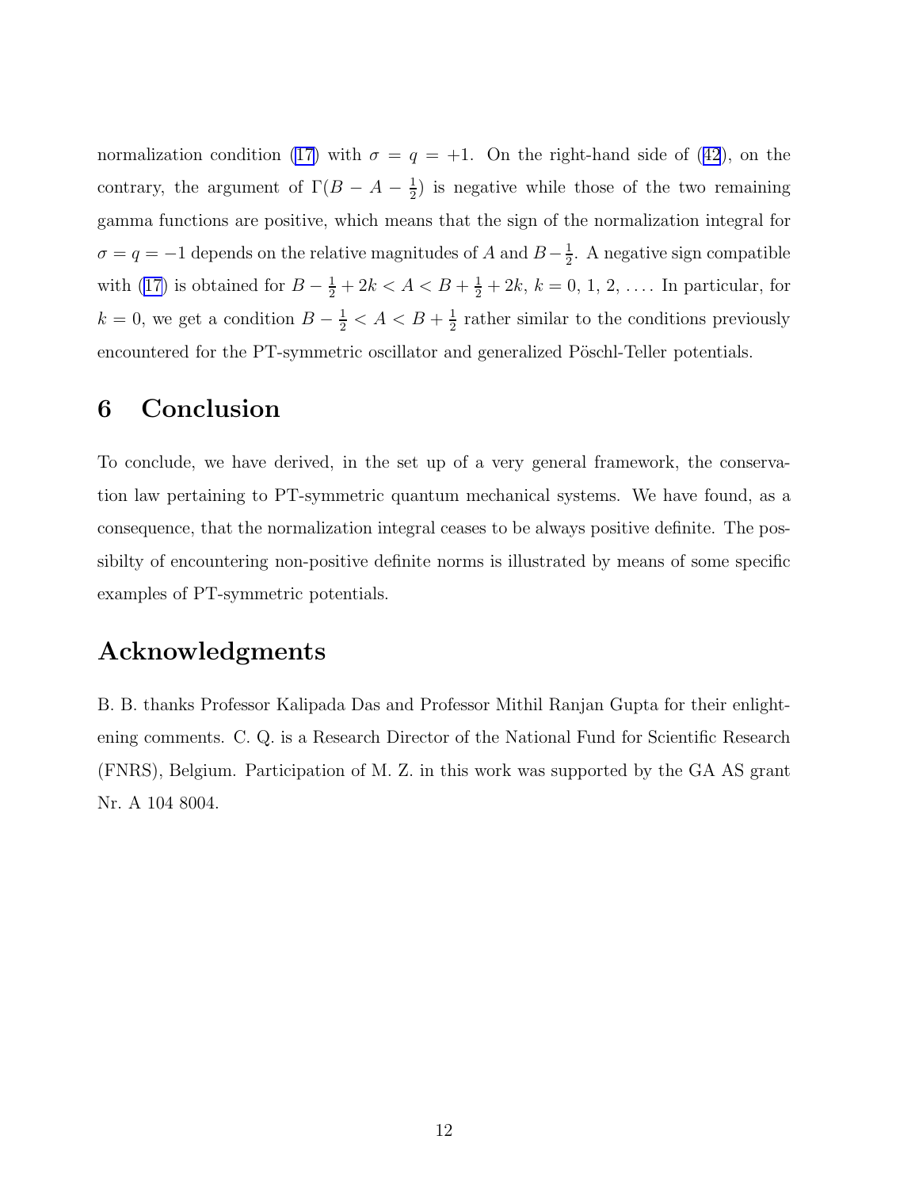normalization condition (17) with $\sigma = q = +1$. On the right-hand side of (42), on the contrary, the argument of $\Gamma(B - A - \frac{1}{2})$ is negative while those of the two remaining gamma functions are positive, which means that the sign of the normalization integral for $\sigma = q = -1$ depends on the relative magnitudes of $A$ and $B - \frac{1}{2}$. A negative sign compatible with (17) is obtained for $B - \frac{1}{2} + 2k < A < B + \frac{1}{2} + 2k$, $k = 0, 1, 2, \ldots$. In particular, for $k = 0$, we get a condition $B - \frac{1}{2} < A < B + \frac{1}{2}$ rather similar to the conditions previously encountered for the PT-symmetric oscillator and generalized Pöschl-Teller potentials.

## 6 Conclusion

To conclude, we have derived, in the set up of a very general framework, the conservation law pertaining to PT-symmetric quantum mechanical systems. We have found, as a consequence, that the normalization integral ceases to be always positive definite. The possibilty of encountering non-positive definite norms is illustrated by means of some specific examples of PT-symmetric potentials.

## Acknowledgments

B. B. thanks Professor Kalipada Das and Professor Mithil Ranjan Gupta for their enlightening comments. C. Q. is a Research Director of the National Fund for Scientific Research (FNRS), Belgium. Participation of M. Z. in this work was supported by the GA AS grant Nr. A 104 8004.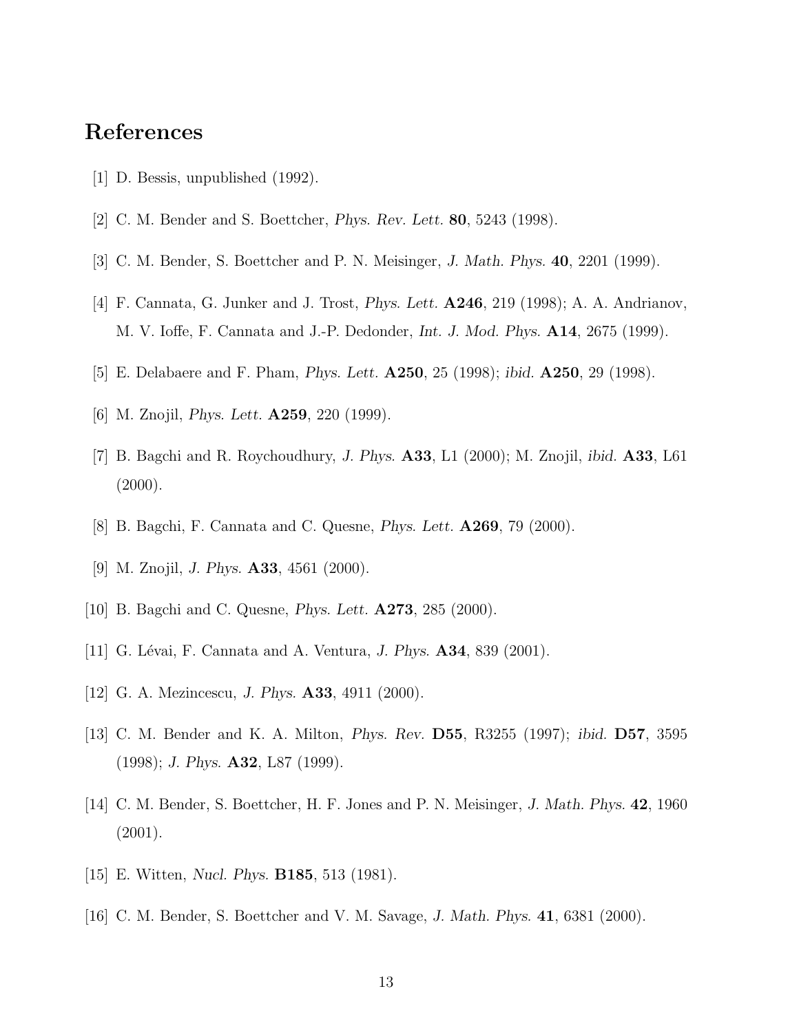# References

[1] D. Bessis, unpublished (1992).

[2] C. M. Bender and S. Boettcher, *Phys. Rev. Lett.* **80**, 5243 (1998).

[3] C. M. Bender, S. Boettcher and P. N. Meisinger, *J. Math. Phys.* **40**, 2201 (1999).

[4] F. Cannata, G. Junker and J. Trost, *Phys. Lett.* **A246**, 219 (1998); A. A. Andrianov, M. V. Ioffe, F. Cannata and J.-P. Dedonder, *Int. J. Mod. Phys.* **A14**, 2675 (1999).

[5] E. Delabaere and F. Pham, *Phys. Lett.* **A250**, 25 (1998); *ibid.* **A250**, 29 (1998).

[6] M. Znojil, *Phys. Lett.* **A259**, 220 (1999).

[7] B. Bagchi and R. Roychoudhury, *J. Phys.* **A33**, L1 (2000); M. Znojil, *ibid.* **A33**, L61 (2000).

[8] B. Bagchi, F. Cannata and C. Quesne, *Phys. Lett.* **A269**, 79 (2000).

[9] M. Znojil, *J. Phys.* **A33**, 4561 (2000).

[10] B. Bagchi and C. Quesne, *Phys. Lett.* **A273**, 285 (2000).

[11] G. Lévai, F. Cannata and A. Ventura, *J. Phys.* **A34**, 839 (2001).

[12] G. A. Mezincescu, *J. Phys.* **A33**, 4911 (2000).

[13] C. M. Bender and K. A. Milton, *Phys. Rev.* **D55**, R3255 (1997); *ibid.* **D57**, 3595 (1998); *J. Phys.* **A32**, L87 (1999).

[14] C. M. Bender, S. Boettcher, H. F. Jones and P. N. Meisinger, *J. Math. Phys.* **42**, 1960 (2001).

[15] E. Witten, *Nucl. Phys.* **B185**, 513 (1981).

[16] C. M. Bender, S. Boettcher and V. M. Savage, *J. Math. Phys.* **41**, 6381 (2000).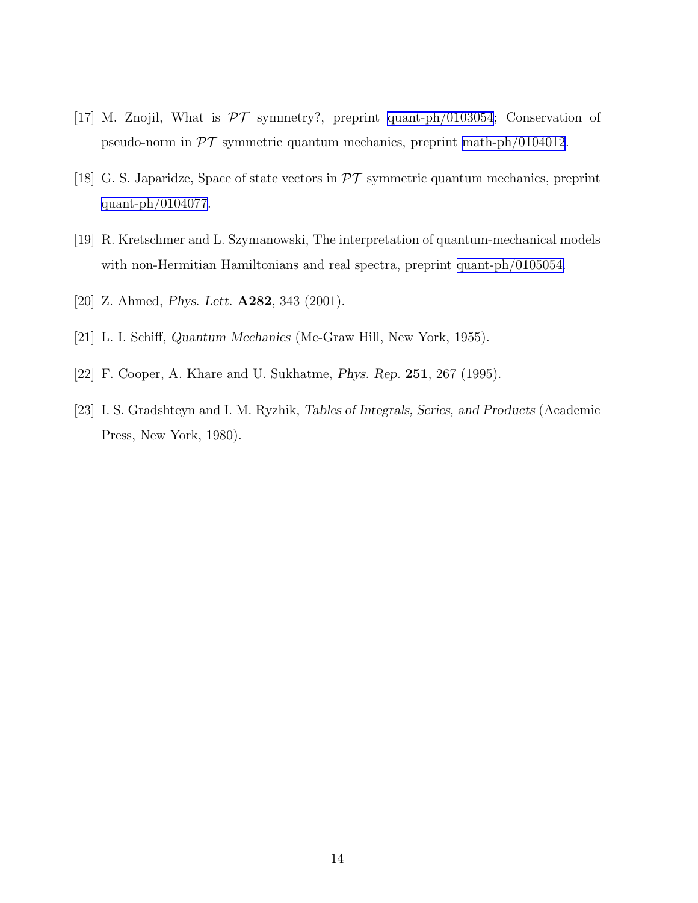[17] M. Znojil, What is $\mathcal{PT}$ symmetry?, preprint quant-ph/0103054; Conservation of pseudo-norm in $\mathcal{PT}$ symmetric quantum mechanics, preprint math-ph/0104012.

[18] G. S. Japaridze, Space of state vectors in $\mathcal{PT}$ symmetric quantum mechanics, preprint quant-ph/0104077.

[19] R. Kretschmer and L. Szymanowski, The interpretation of quantum-mechanical models with non-Hermitian Hamiltonians and real spectra, preprint quant-ph/0105054.

[20] Z. Ahmed, *Phys. Lett.* **A282**, 343 (2001).

[21] L. I. Schiff, *Quantum Mechanics* (Mc-Graw Hill, New York, 1955).

[22] F. Cooper, A. Khare and U. Sukhatme, *Phys. Rep.* **251**, 267 (1995).

[23] I. S. Gradshteyn and I. M. Ryzhik, *Tables of Integrals, Series, and Products* (Academic Press, New York, 1980).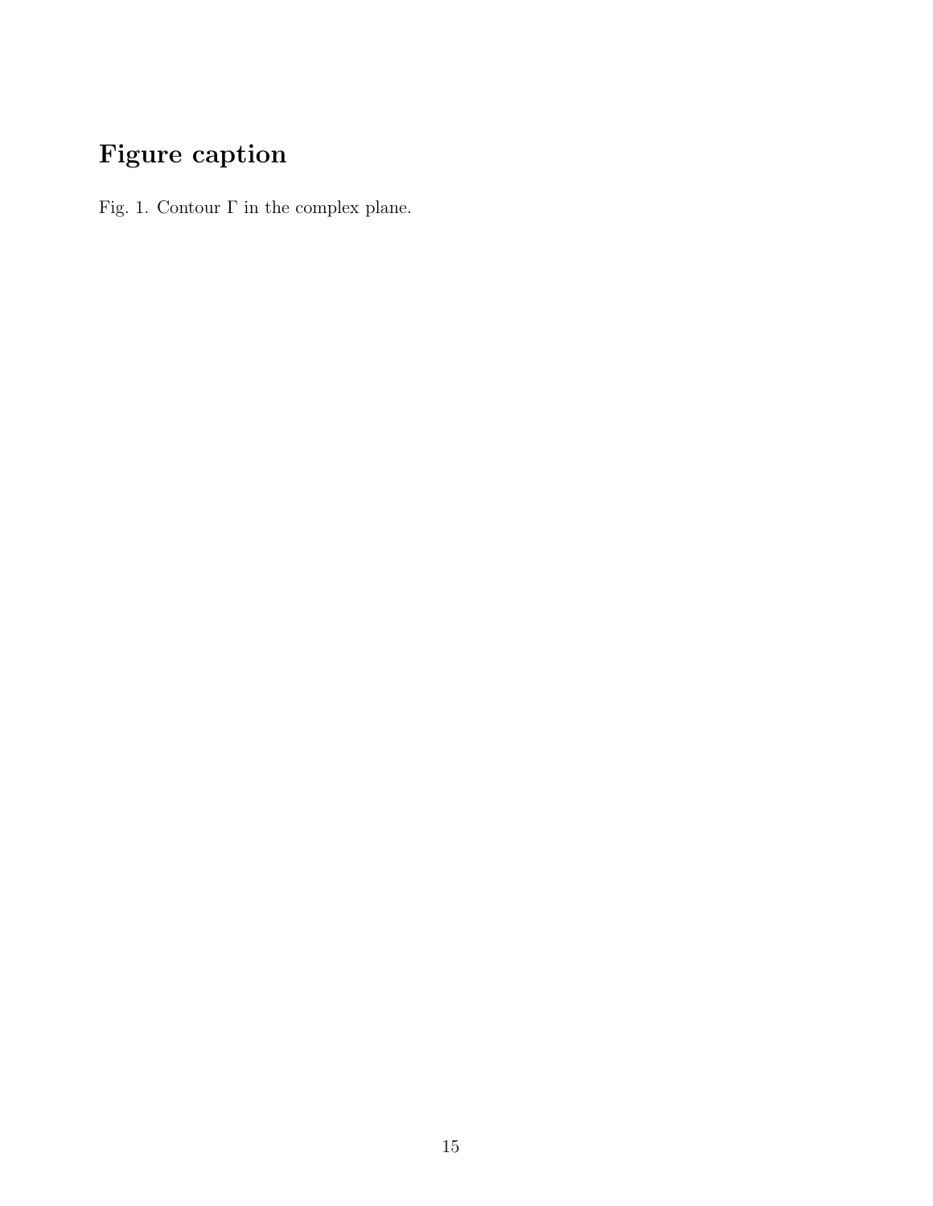# Figure caption

Fig. 1. Contour $\Gamma$ in the complex plane.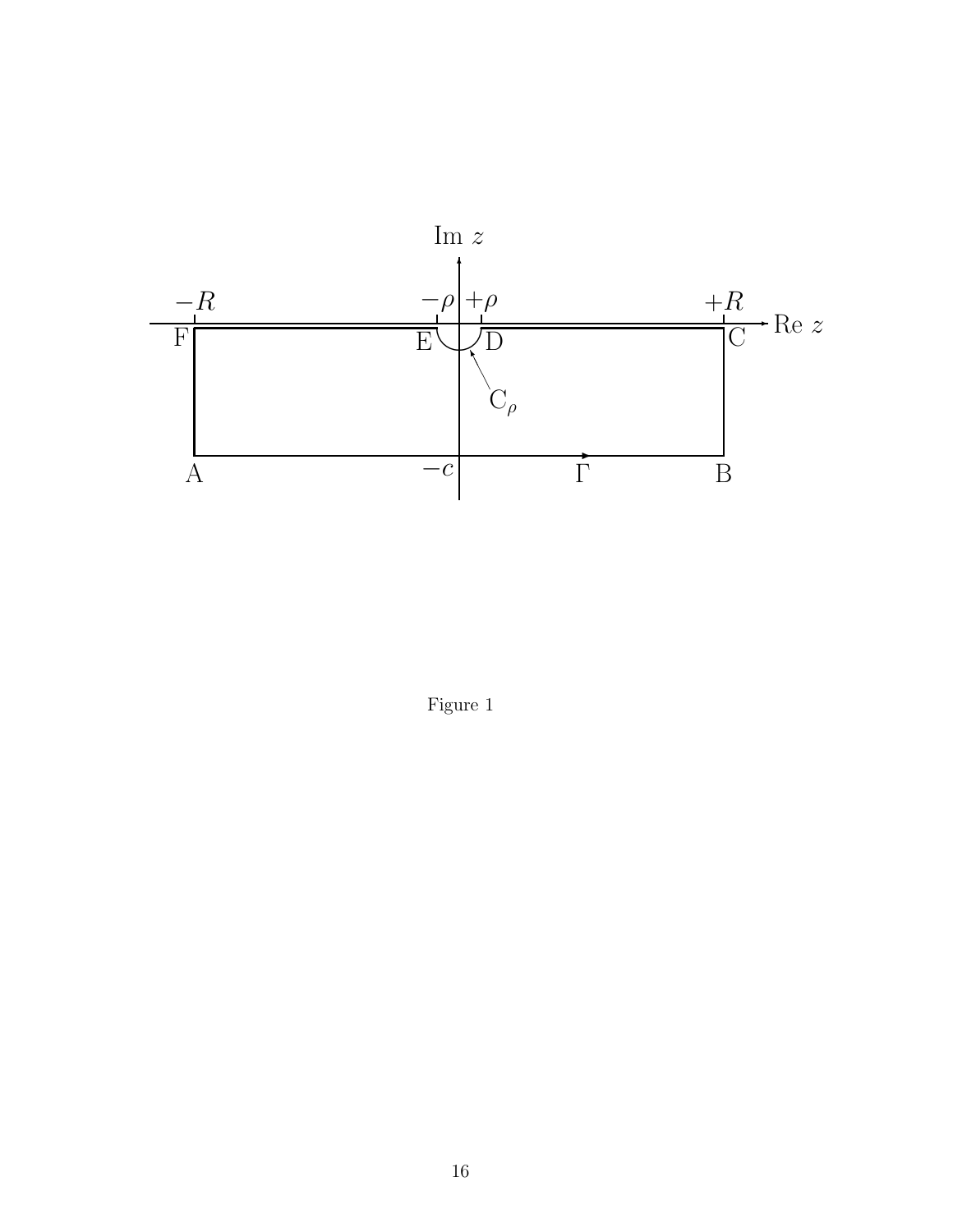Im $z$

$-R$

$-\rho$ $+\rho$

$+R$

Re $z$

F

E

D

C

$\mathrm{C}_\rho$

A

$-c$

$\Gamma$

B

Figure 1